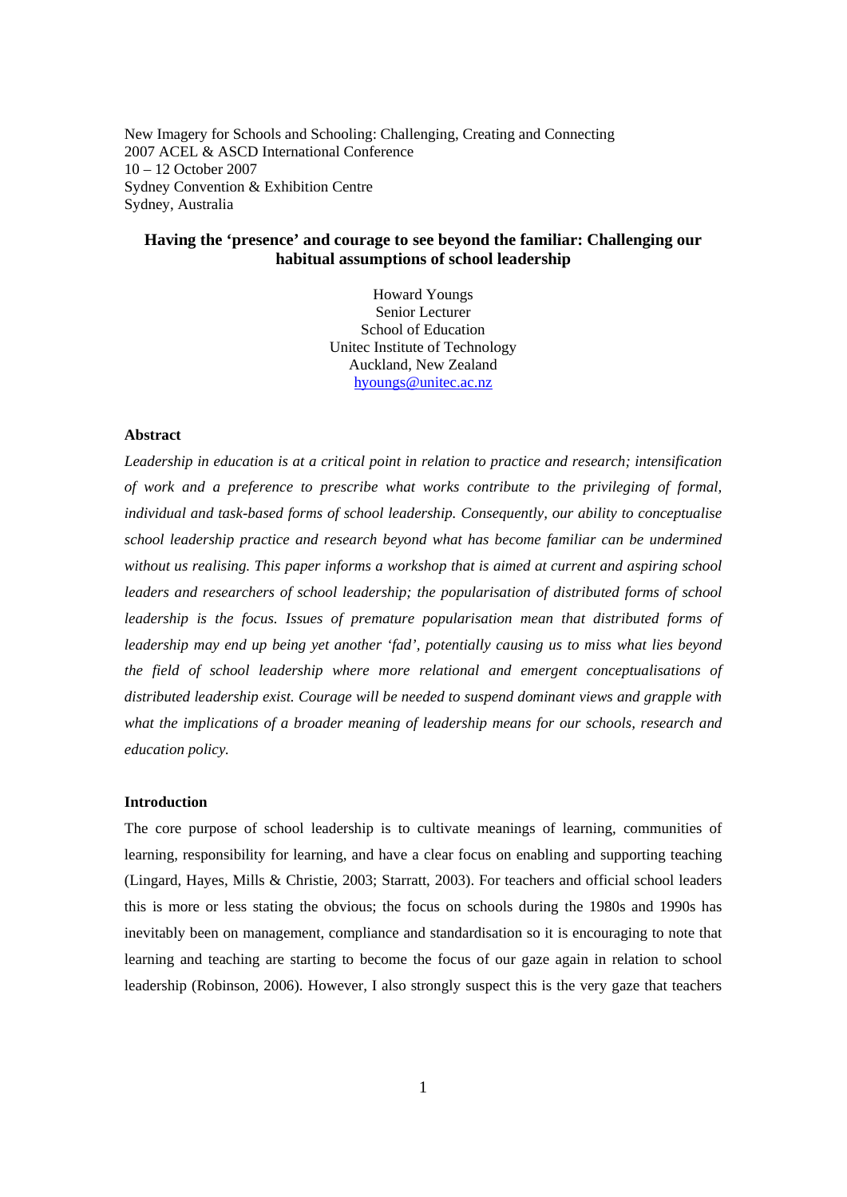New Imagery for Schools and Schooling: Challenging, Creating and Connecting
2007 ACEL & ASCD International Conference
10 – 12 October 2007
Sydney Convention & Exhibition Centre
Sydney, Australia

# Having the 'presence' and courage to see beyond the familiar: Challenging our habitual assumptions of school leadership

Howard Youngs
Senior Lecturer
School of Education
Unitec Institute of Technology
Auckland, New Zealand
hyoungs@unitec.ac.nz

## Abstract

*Leadership in education is at a critical point in relation to practice and research; intensification of work and a preference to prescribe what works contribute to the privileging of formal, individual and task-based forms of school leadership. Consequently, our ability to conceptualise school leadership practice and research beyond what has become familiar can be undermined without us realising. This paper informs a workshop that is aimed at current and aspiring school leaders and researchers of school leadership; the popularisation of distributed forms of school leadership is the focus. Issues of premature popularisation mean that distributed forms of leadership may end up being yet another 'fad', potentially causing us to miss what lies beyond the field of school leadership where more relational and emergent conceptualisations of distributed leadership exist. Courage will be needed to suspend dominant views and grapple with what the implications of a broader meaning of leadership means for our schools, research and education policy.*

## Introduction

The core purpose of school leadership is to cultivate meanings of learning, communities of learning, responsibility for learning, and have a clear focus on enabling and supporting teaching (Lingard, Hayes, Mills & Christie, 2003; Starratt, 2003). For teachers and official school leaders this is more or less stating the obvious; the focus on schools during the 1980s and 1990s has inevitably been on management, compliance and standardisation so it is encouraging to note that learning and teaching are starting to become the focus of our gaze again in relation to school leadership (Robinson, 2006). However, I also strongly suspect this is the very gaze that teachers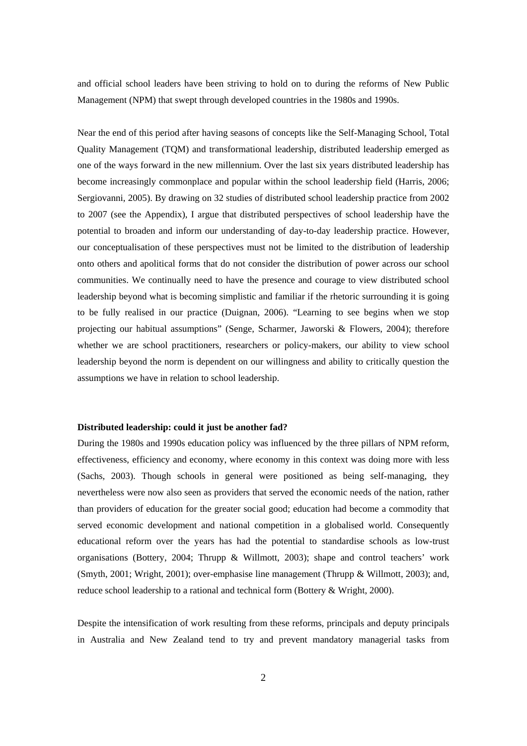and official school leaders have been striving to hold on to during the reforms of New Public Management (NPM) that swept through developed countries in the 1980s and 1990s.

Near the end of this period after having seasons of concepts like the Self-Managing School, Total Quality Management (TQM) and transformational leadership, distributed leadership emerged as one of the ways forward in the new millennium. Over the last six years distributed leadership has become increasingly commonplace and popular within the school leadership field (Harris, 2006; Sergiovanni, 2005). By drawing on 32 studies of distributed school leadership practice from 2002 to 2007 (see the Appendix), I argue that distributed perspectives of school leadership have the potential to broaden and inform our understanding of day-to-day leadership practice. However, our conceptualisation of these perspectives must not be limited to the distribution of leadership onto others and apolitical forms that do not consider the distribution of power across our school communities. We continually need to have the presence and courage to view distributed school leadership beyond what is becoming simplistic and familiar if the rhetoric surrounding it is going to be fully realised in our practice (Duignan, 2006). "Learning to see begins when we stop projecting our habitual assumptions" (Senge, Scharmer, Jaworski & Flowers, 2004); therefore whether we are school practitioners, researchers or policy-makers, our ability to view school leadership beyond the norm is dependent on our willingness and ability to critically question the assumptions we have in relation to school leadership.

**Distributed leadership: could it just be another fad?**

During the 1980s and 1990s education policy was influenced by the three pillars of NPM reform, effectiveness, efficiency and economy, where economy in this context was doing more with less (Sachs, 2003). Though schools in general were positioned as being self-managing, they nevertheless were now also seen as providers that served the economic needs of the nation, rather than providers of education for the greater social good; education had become a commodity that served economic development and national competition in a globalised world. Consequently educational reform over the years has had the potential to standardise schools as low-trust organisations (Bottery, 2004; Thrupp & Willmott, 2003); shape and control teachers' work (Smyth, 2001; Wright, 2001); over-emphasise line management (Thrupp & Willmott, 2003); and, reduce school leadership to a rational and technical form (Bottery & Wright, 2000).

Despite the intensification of work resulting from these reforms, principals and deputy principals in Australia and New Zealand tend to try and prevent mandatory managerial tasks from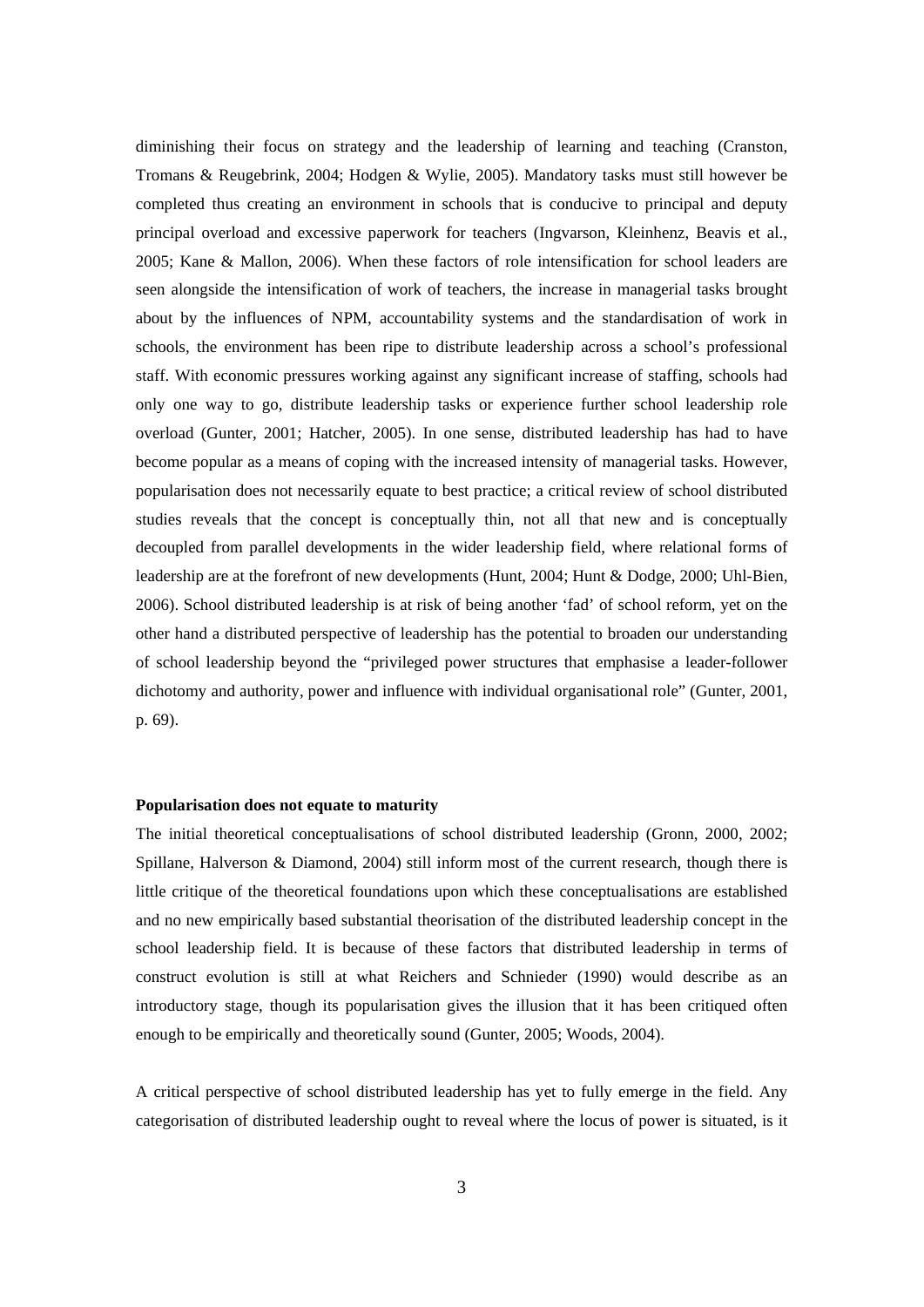diminishing their focus on strategy and the leadership of learning and teaching (Cranston, Tromans & Reugebrink, 2004; Hodgen & Wylie, 2005). Mandatory tasks must still however be completed thus creating an environment in schools that is conducive to principal and deputy principal overload and excessive paperwork for teachers (Ingvarson, Kleinhenz, Beavis et al., 2005; Kane & Mallon, 2006). When these factors of role intensification for school leaders are seen alongside the intensification of work of teachers, the increase in managerial tasks brought about by the influences of NPM, accountability systems and the standardisation of work in schools, the environment has been ripe to distribute leadership across a school's professional staff. With economic pressures working against any significant increase of staffing, schools had only one way to go, distribute leadership tasks or experience further school leadership role overload (Gunter, 2001; Hatcher, 2005). In one sense, distributed leadership has had to have become popular as a means of coping with the increased intensity of managerial tasks. However, popularisation does not necessarily equate to best practice; a critical review of school distributed studies reveals that the concept is conceptually thin, not all that new and is conceptually decoupled from parallel developments in the wider leadership field, where relational forms of leadership are at the forefront of new developments (Hunt, 2004; Hunt & Dodge, 2000; Uhl-Bien, 2006). School distributed leadership is at risk of being another 'fad' of school reform, yet on the other hand a distributed perspective of leadership has the potential to broaden our understanding of school leadership beyond the "privileged power structures that emphasise a leader-follower dichotomy and authority, power and influence with individual organisational role" (Gunter, 2001, p. 69).

**Popularisation does not equate to maturity**

The initial theoretical conceptualisations of school distributed leadership (Gronn, 2000, 2002; Spillane, Halverson & Diamond, 2004) still inform most of the current research, though there is little critique of the theoretical foundations upon which these conceptualisations are established and no new empirically based substantial theorisation of the distributed leadership concept in the school leadership field. It is because of these factors that distributed leadership in terms of construct evolution is still at what Reichers and Schnieder (1990) would describe as an introductory stage, though its popularisation gives the illusion that it has been critiqued often enough to be empirically and theoretically sound (Gunter, 2005; Woods, 2004).

A critical perspective of school distributed leadership has yet to fully emerge in the field. Any categorisation of distributed leadership ought to reveal where the locus of power is situated, is it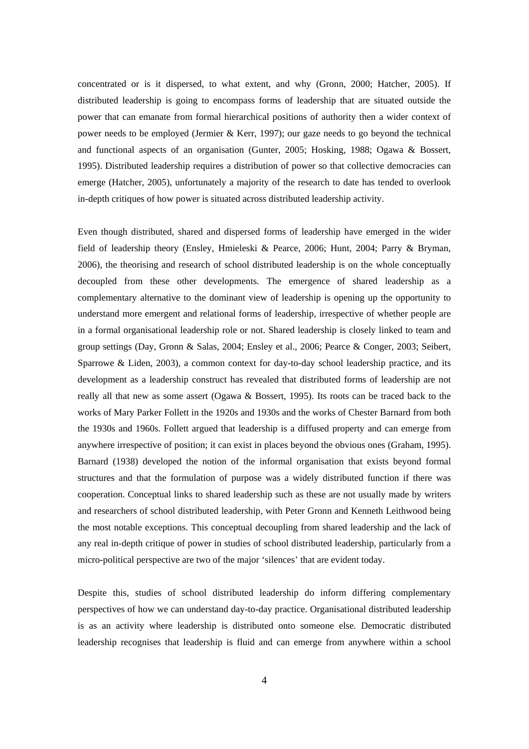concentrated or is it dispersed, to what extent, and why (Gronn, 2000; Hatcher, 2005). If distributed leadership is going to encompass forms of leadership that are situated outside the power that can emanate from formal hierarchical positions of authority then a wider context of power needs to be employed (Jermier & Kerr, 1997); our gaze needs to go beyond the technical and functional aspects of an organisation (Gunter, 2005; Hosking, 1988; Ogawa & Bossert, 1995). Distributed leadership requires a distribution of power so that collective democracies can emerge (Hatcher, 2005), unfortunately a majority of the research to date has tended to overlook in-depth critiques of how power is situated across distributed leadership activity.

Even though distributed, shared and dispersed forms of leadership have emerged in the wider field of leadership theory (Ensley, Hmieleski & Pearce, 2006; Hunt, 2004; Parry & Bryman, 2006), the theorising and research of school distributed leadership is on the whole conceptually decoupled from these other developments. The emergence of shared leadership as a complementary alternative to the dominant view of leadership is opening up the opportunity to understand more emergent and relational forms of leadership, irrespective of whether people are in a formal organisational leadership role or not. Shared leadership is closely linked to team and group settings (Day, Gronn & Salas, 2004; Ensley et al., 2006; Pearce & Conger, 2003; Seibert, Sparrowe & Liden, 2003), a common context for day-to-day school leadership practice, and its development as a leadership construct has revealed that distributed forms of leadership are not really all that new as some assert (Ogawa & Bossert, 1995). Its roots can be traced back to the works of Mary Parker Follett in the 1920s and 1930s and the works of Chester Barnard from both the 1930s and 1960s. Follett argued that leadership is a diffused property and can emerge from anywhere irrespective of position; it can exist in places beyond the obvious ones (Graham, 1995). Barnard (1938) developed the notion of the informal organisation that exists beyond formal structures and that the formulation of purpose was a widely distributed function if there was cooperation. Conceptual links to shared leadership such as these are not usually made by writers and researchers of school distributed leadership, with Peter Gronn and Kenneth Leithwood being the most notable exceptions. This conceptual decoupling from shared leadership and the lack of any real in-depth critique of power in studies of school distributed leadership, particularly from a micro-political perspective are two of the major 'silences' that are evident today.

Despite this, studies of school distributed leadership do inform differing complementary perspectives of how we can understand day-to-day practice. Organisational distributed leadership is as an activity where leadership is distributed onto someone else. Democratic distributed leadership recognises that leadership is fluid and can emerge from anywhere within a school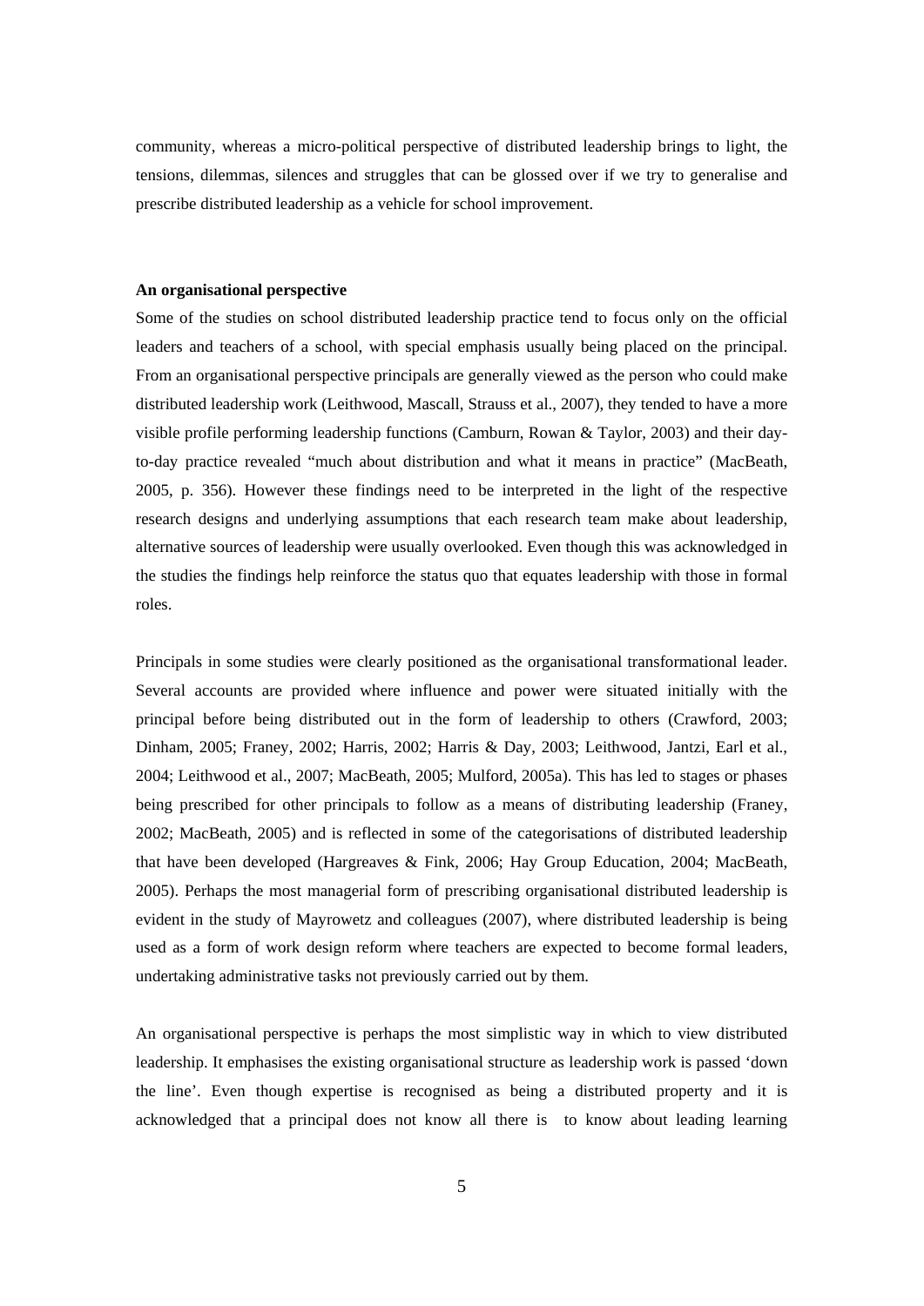community, whereas a micro-political perspective of distributed leadership brings to light, the tensions, dilemmas, silences and struggles that can be glossed over if we try to generalise and prescribe distributed leadership as a vehicle for school improvement.

**An organisational perspective**

Some of the studies on school distributed leadership practice tend to focus only on the official leaders and teachers of a school, with special emphasis usually being placed on the principal. From an organisational perspective principals are generally viewed as the person who could make distributed leadership work (Leithwood, Mascall, Strauss et al., 2007), they tended to have a more visible profile performing leadership functions (Camburn, Rowan & Taylor, 2003) and their day-to-day practice revealed "much about distribution and what it means in practice" (MacBeath, 2005, p. 356). However these findings need to be interpreted in the light of the respective research designs and underlying assumptions that each research team make about leadership, alternative sources of leadership were usually overlooked. Even though this was acknowledged in the studies the findings help reinforce the status quo that equates leadership with those in formal roles.

Principals in some studies were clearly positioned as the organisational transformational leader. Several accounts are provided where influence and power were situated initially with the principal before being distributed out in the form of leadership to others (Crawford, 2003; Dinham, 2005; Franey, 2002; Harris, 2002; Harris & Day, 2003; Leithwood, Jantzi, Earl et al., 2004; Leithwood et al., 2007; MacBeath, 2005; Mulford, 2005a). This has led to stages or phases being prescribed for other principals to follow as a means of distributing leadership (Franey, 2002; MacBeath, 2005) and is reflected in some of the categorisations of distributed leadership that have been developed (Hargreaves & Fink, 2006; Hay Group Education, 2004; MacBeath, 2005). Perhaps the most managerial form of prescribing organisational distributed leadership is evident in the study of Mayrowetz and colleagues (2007), where distributed leadership is being used as a form of work design reform where teachers are expected to become formal leaders, undertaking administrative tasks not previously carried out by them.

An organisational perspective is perhaps the most simplistic way in which to view distributed leadership. It emphasises the existing organisational structure as leadership work is passed 'down the line'. Even though expertise is recognised as being a distributed property and it is acknowledged that a principal does not know all there is to know about leading learning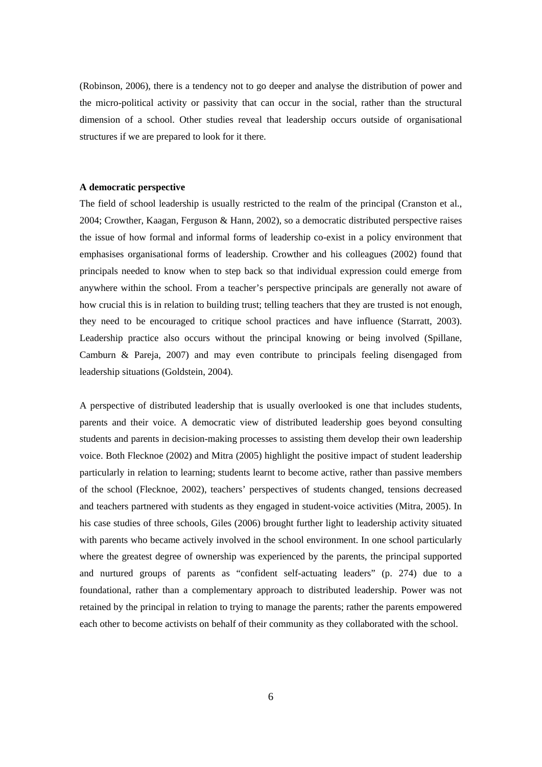(Robinson, 2006), there is a tendency not to go deeper and analyse the distribution of power and the micro-political activity or passivity that can occur in the social, rather than the structural dimension of a school. Other studies reveal that leadership occurs outside of organisational structures if we are prepared to look for it there.

**A democratic perspective**

The field of school leadership is usually restricted to the realm of the principal (Cranston et al., 2004; Crowther, Kaagan, Ferguson & Hann, 2002), so a democratic distributed perspective raises the issue of how formal and informal forms of leadership co-exist in a policy environment that emphasises organisational forms of leadership. Crowther and his colleagues (2002) found that principals needed to know when to step back so that individual expression could emerge from anywhere within the school. From a teacher's perspective principals are generally not aware of how crucial this is in relation to building trust; telling teachers that they are trusted is not enough, they need to be encouraged to critique school practices and have influence (Starratt, 2003). Leadership practice also occurs without the principal knowing or being involved (Spillane, Camburn & Pareja, 2007) and may even contribute to principals feeling disengaged from leadership situations (Goldstein, 2004).

A perspective of distributed leadership that is usually overlooked is one that includes students, parents and their voice. A democratic view of distributed leadership goes beyond consulting students and parents in decision-making processes to assisting them develop their own leadership voice. Both Flecknoe (2002) and Mitra (2005) highlight the positive impact of student leadership particularly in relation to learning; students learnt to become active, rather than passive members of the school (Flecknoe, 2002), teachers' perspectives of students changed, tensions decreased and teachers partnered with students as they engaged in student-voice activities (Mitra, 2005). In his case studies of three schools, Giles (2006) brought further light to leadership activity situated with parents who became actively involved in the school environment. In one school particularly where the greatest degree of ownership was experienced by the parents, the principal supported and nurtured groups of parents as "confident self-actuating leaders" (p. 274) due to a foundational, rather than a complementary approach to distributed leadership. Power was not retained by the principal in relation to trying to manage the parents; rather the parents empowered each other to become activists on behalf of their community as they collaborated with the school.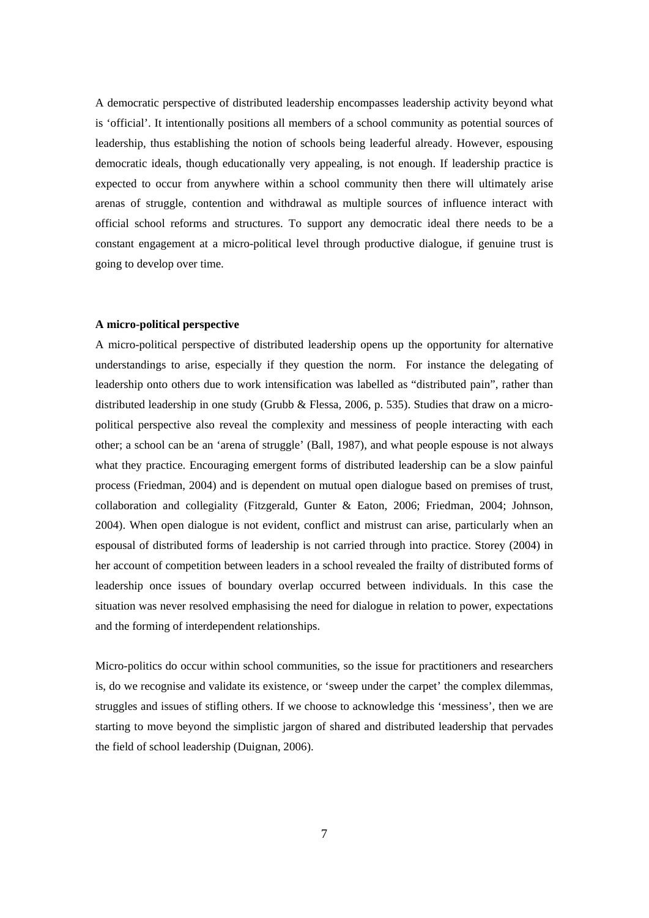A democratic perspective of distributed leadership encompasses leadership activity beyond what is 'official'. It intentionally positions all members of a school community as potential sources of leadership, thus establishing the notion of schools being leaderful already. However, espousing democratic ideals, though educationally very appealing, is not enough. If leadership practice is expected to occur from anywhere within a school community then there will ultimately arise arenas of struggle, contention and withdrawal as multiple sources of influence interact with official school reforms and structures. To support any democratic ideal there needs to be a constant engagement at a micro-political level through productive dialogue, if genuine trust is going to develop over time.

**A micro-political perspective**

A micro-political perspective of distributed leadership opens up the opportunity for alternative understandings to arise, especially if they question the norm. For instance the delegating of leadership onto others due to work intensification was labelled as "distributed pain", rather than distributed leadership in one study (Grubb & Flessa, 2006, p. 535). Studies that draw on a micro-political perspective also reveal the complexity and messiness of people interacting with each other; a school can be an 'arena of struggle' (Ball, 1987), and what people espouse is not always what they practice. Encouraging emergent forms of distributed leadership can be a slow painful process (Friedman, 2004) and is dependent on mutual open dialogue based on premises of trust, collaboration and collegiality (Fitzgerald, Gunter & Eaton, 2006; Friedman, 2004; Johnson, 2004). When open dialogue is not evident, conflict and mistrust can arise, particularly when an espousal of distributed forms of leadership is not carried through into practice. Storey (2004) in her account of competition between leaders in a school revealed the frailty of distributed forms of leadership once issues of boundary overlap occurred between individuals. In this case the situation was never resolved emphasising the need for dialogue in relation to power, expectations and the forming of interdependent relationships.

Micro-politics do occur within school communities, so the issue for practitioners and researchers is, do we recognise and validate its existence, or 'sweep under the carpet' the complex dilemmas, struggles and issues of stifling others. If we choose to acknowledge this 'messiness', then we are starting to move beyond the simplistic jargon of shared and distributed leadership that pervades the field of school leadership (Duignan, 2006).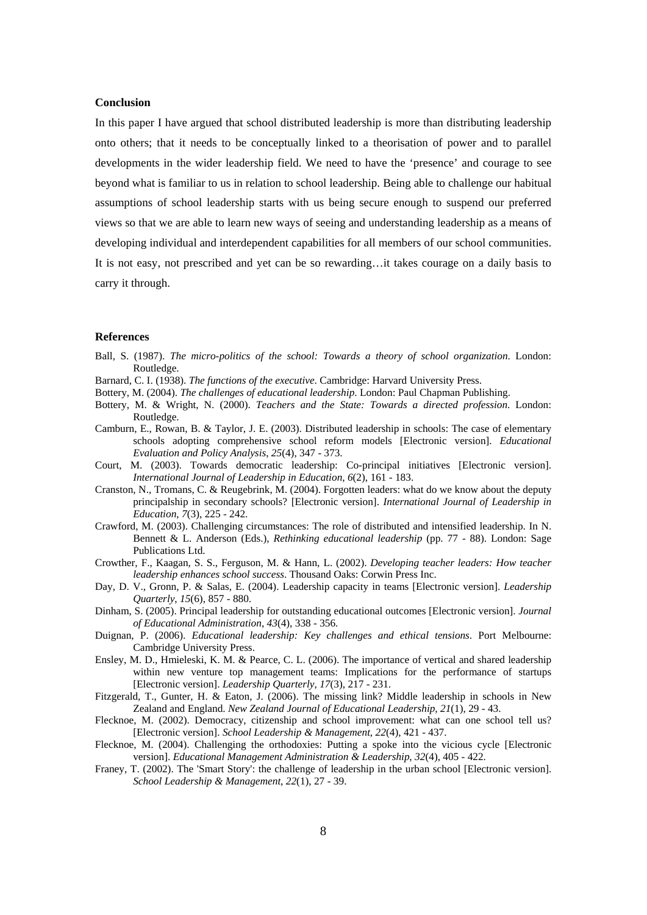**Conclusion**

In this paper I have argued that school distributed leadership is more than distributing leadership onto others; that it needs to be conceptually linked to a theorisation of power and to parallel developments in the wider leadership field. We need to have the 'presence' and courage to see beyond what is familiar to us in relation to school leadership. Being able to challenge our habitual assumptions of school leadership starts with us being secure enough to suspend our preferred views so that we are able to learn new ways of seeing and understanding leadership as a means of developing individual and interdependent capabilities for all members of our school communities. It is not easy, not prescribed and yet can be so rewarding…it takes courage on a daily basis to carry it through.

**References**

Ball, S. (1987). *The micro-politics of the school: Towards a theory of school organization*. London: Routledge.

Barnard, C. I. (1938). *The functions of the executive*. Cambridge: Harvard University Press.

Bottery, M. (2004). *The challenges of educational leadership*. London: Paul Chapman Publishing.

Bottery, M. & Wright, N. (2000). *Teachers and the State: Towards a directed profession*. London: Routledge.

Camburn, E., Rowan, B. & Taylor, J. E. (2003). Distributed leadership in schools: The case of elementary schools adopting comprehensive school reform models [Electronic version]. *Educational Evaluation and Policy Analysis*, *25*(4), 347 - 373.

Court, M. (2003). Towards democratic leadership: Co-principal initiatives [Electronic version]. *International Journal of Leadership in Education*, *6*(2), 161 - 183.

Cranston, N., Tromans, C. & Reugebrink, M. (2004). Forgotten leaders: what do we know about the deputy principalship in secondary schools? [Electronic version]. *International Journal of Leadership in Education*, *7*(3), 225 - 242.

Crawford, M. (2003). Challenging circumstances: The role of distributed and intensified leadership. In N. Bennett & L. Anderson (Eds.), *Rethinking educational leadership* (pp. 77 - 88). London: Sage Publications Ltd.

Crowther, F., Kaagan, S. S., Ferguson, M. & Hann, L. (2002). *Developing teacher leaders: How teacher leadership enhances school success*. Thousand Oaks: Corwin Press Inc.

Day, D. V., Gronn, P. & Salas, E. (2004). Leadership capacity in teams [Electronic version]. *Leadership Quarterly*, *15*(6), 857 - 880.

Dinham, S. (2005). Principal leadership for outstanding educational outcomes [Electronic version]. *Journal of Educational Administration*, *43*(4), 338 - 356.

Duignan, P. (2006). *Educational leadership: Key challenges and ethical tensions*. Port Melbourne: Cambridge University Press.

Ensley, M. D., Hmieleski, K. M. & Pearce, C. L. (2006). The importance of vertical and shared leadership within new venture top management teams: Implications for the performance of startups [Electronic version]. *Leadership Quarterly, 17*(3), 217 - 231.

Fitzgerald, T., Gunter, H. & Eaton, J. (2006). The missing link? Middle leadership in schools in New Zealand and England. *New Zealand Journal of Educational Leadership, 21*(1), 29 - 43.

Flecknoe, M. (2002). Democracy, citizenship and school improvement: what can one school tell us? [Electronic version]. *School Leadership & Management*, *22*(4), 421 - 437.

Flecknoe, M. (2004). Challenging the orthodoxies: Putting a spoke into the vicious cycle [Electronic version]. *Educational Management Administration & Leadership*, *32*(4), 405 - 422.

Franey, T. (2002). The 'Smart Story': the challenge of leadership in the urban school [Electronic version]. *School Leadership & Management*, *22*(1), 27 - 39.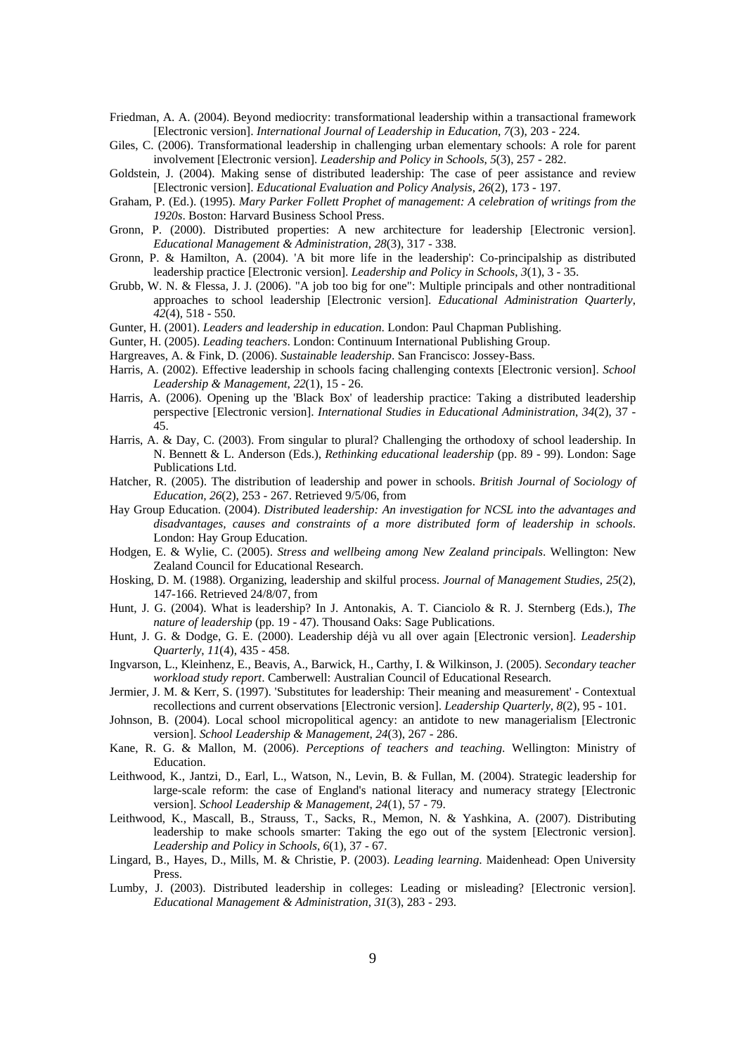Friedman, A. A. (2004). Beyond mediocrity: transformational leadership within a transactional framework [Electronic version]. *International Journal of Leadership in Education, 7*(3), 203 - 224.

Giles, C. (2006). Transformational leadership in challenging urban elementary schools: A role for parent involvement [Electronic version]. *Leadership and Policy in Schools, 5*(3), 257 - 282.

Goldstein, J. (2004). Making sense of distributed leadership: The case of peer assistance and review [Electronic version]. *Educational Evaluation and Policy Analysis, 26*(2), 173 - 197.

Graham, P. (Ed.). (1995). *Mary Parker Follett Prophet of management: A celebration of writings from the 1920s*. Boston: Harvard Business School Press.

Gronn, P. (2000). Distributed properties: A new architecture for leadership [Electronic version]. *Educational Management & Administration, 28*(3), 317 - 338.

Gronn, P. & Hamilton, A. (2004). 'A bit more life in the leadership': Co-principalship as distributed leadership practice [Electronic version]. *Leadership and Policy in Schools, 3*(1), 3 - 35.

Grubb, W. N. & Flessa, J. J. (2006). "A job too big for one": Multiple principals and other nontraditional approaches to school leadership [Electronic version]. *Educational Administration Quarterly, 42*(4), 518 - 550.

Gunter, H. (2001). *Leaders and leadership in education*. London: Paul Chapman Publishing.

Gunter, H. (2005). *Leading teachers*. London: Continuum International Publishing Group.

Hargreaves, A. & Fink, D. (2006). *Sustainable leadership*. San Francisco: Jossey-Bass.

Harris, A. (2002). Effective leadership in schools facing challenging contexts [Electronic version]. *School Leadership & Management, 22*(1), 15 - 26.

Harris, A. (2006). Opening up the 'Black Box' of leadership practice: Taking a distributed leadership perspective [Electronic version]. *International Studies in Educational Administration, 34*(2), 37 - 45.

Harris, A. & Day, C. (2003). From singular to plural? Challenging the orthodoxy of school leadership. In N. Bennett & L. Anderson (Eds.), *Rethinking educational leadership* (pp. 89 - 99). London: Sage Publications Ltd.

Hatcher, R. (2005). The distribution of leadership and power in schools. *British Journal of Sociology of Education, 26*(2), 253 - 267. Retrieved 9/5/06, from

Hay Group Education. (2004). *Distributed leadership: An investigation for NCSL into the advantages and disadvantages, causes and constraints of a more distributed form of leadership in schools*. London: Hay Group Education.

Hodgen, E. & Wylie, C. (2005). *Stress and wellbeing among New Zealand principals*. Wellington: New Zealand Council for Educational Research.

Hosking, D. M. (1988). Organizing, leadership and skilful process. *Journal of Management Studies, 25*(2), 147-166. Retrieved 24/8/07, from

Hunt, J. G. (2004). What is leadership? In J. Antonakis, A. T. Cianciolo & R. J. Sternberg (Eds.), *The nature of leadership* (pp. 19 - 47). Thousand Oaks: Sage Publications.

Hunt, J. G. & Dodge, G. E. (2000). Leadership déjà vu all over again [Electronic version]. *Leadership Quarterly, 11*(4), 435 - 458.

Ingvarson, L., Kleinhenz, E., Beavis, A., Barwick, H., Carthy, I. & Wilkinson, J. (2005). *Secondary teacher workload study report*. Camberwell: Australian Council of Educational Research.

Jermier, J. M. & Kerr, S. (1997). 'Substitutes for leadership: Their meaning and measurement' - Contextual recollections and current observations [Electronic version]. *Leadership Quarterly, 8*(2), 95 - 101.

Johnson, B. (2004). Local school micropolitical agency: an antidote to new managerialism [Electronic version]. *School Leadership & Management, 24*(3), 267 - 286.

Kane, R. G. & Mallon, M. (2006). *Perceptions of teachers and teaching*. Wellington: Ministry of Education.

Leithwood, K., Jantzi, D., Earl, L., Watson, N., Levin, B. & Fullan, M. (2004). Strategic leadership for large-scale reform: the case of England's national literacy and numeracy strategy [Electronic version]. *School Leadership & Management, 24*(1), 57 - 79.

Leithwood, K., Mascall, B., Strauss, T., Sacks, R., Memon, N. & Yashkina, A. (2007). Distributing leadership to make schools smarter: Taking the ego out of the system [Electronic version]. *Leadership and Policy in Schools, 6*(1), 37 - 67.

Lingard, B., Hayes, D., Mills, M. & Christie, P. (2003). *Leading learning*. Maidenhead: Open University Press.

Lumby, J. (2003). Distributed leadership in colleges: Leading or misleading? [Electronic version]. *Educational Management & Administration, 31*(3), 283 - 293.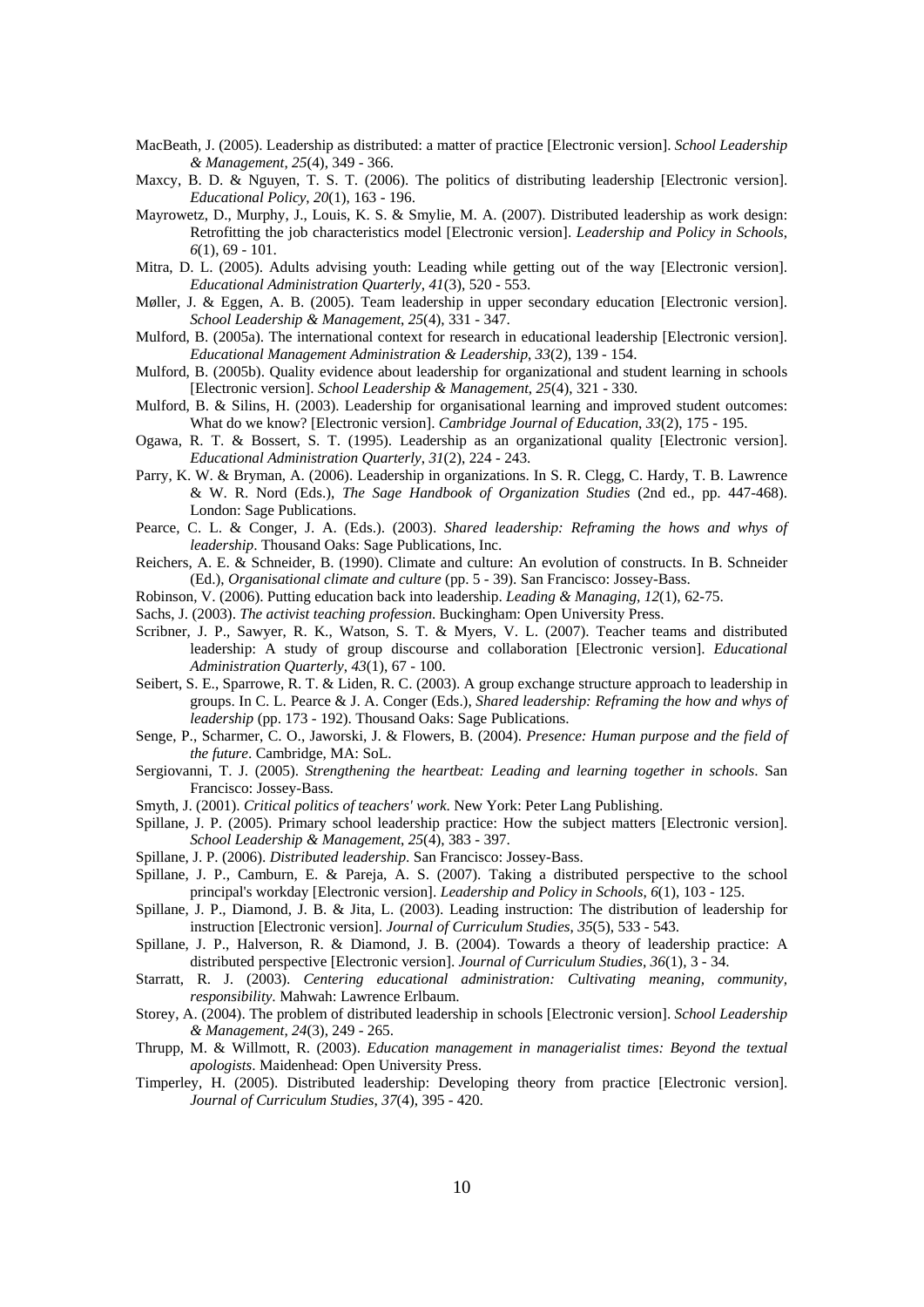MacBeath, J. (2005). Leadership as distributed: a matter of practice [Electronic version]. *School Leadership & Management*, *25*(4), 349 - 366.

Maxcy, B. D. & Nguyen, T. S. T. (2006). The politics of distributing leadership [Electronic version]. *Educational Policy*, *20*(1), 163 - 196.

Mayrowetz, D., Murphy, J., Louis, K. S. & Smylie, M. A. (2007). Distributed leadership as work design: Retrofitting the job characteristics model [Electronic version]. *Leadership and Policy in Schools*, *6*(1), 69 - 101.

Mitra, D. L. (2005). Adults advising youth: Leading while getting out of the way [Electronic version]. *Educational Administration Quarterly*, *41*(3), 520 - 553.

Møller, J. & Eggen, A. B. (2005). Team leadership in upper secondary education [Electronic version]. *School Leadership & Management*, *25*(4), 331 - 347.

Mulford, B. (2005a). The international context for research in educational leadership [Electronic version]. *Educational Management Administration & Leadership*, *33*(2), 139 - 154.

Mulford, B. (2005b). Quality evidence about leadership for organizational and student learning in schools [Electronic version]. *School Leadership & Management*, *25*(4), 321 - 330.

Mulford, B. & Silins, H. (2003). Leadership for organisational learning and improved student outcomes: What do we know? [Electronic version]. *Cambridge Journal of Education*, *33*(2), 175 - 195.

Ogawa, R. T. & Bossert, S. T. (1995). Leadership as an organizational quality [Electronic version]. *Educational Administration Quarterly*, *31*(2), 224 - 243.

Parry, K. W. & Bryman, A. (2006). Leadership in organizations. In S. R. Clegg, C. Hardy, T. B. Lawrence & W. R. Nord (Eds.), *The Sage Handbook of Organization Studies* (2nd ed., pp. 447-468). London: Sage Publications.

Pearce, C. L. & Conger, J. A. (Eds.). (2003). *Shared leadership: Reframing the hows and whys of leadership*. Thousand Oaks: Sage Publications, Inc.

Reichers, A. E. & Schneider, B. (1990). Climate and culture: An evolution of constructs. In B. Schneider (Ed.), *Organisational climate and culture* (pp. 5 - 39). San Francisco: Jossey-Bass.

Robinson, V. (2006). Putting education back into leadership. *Leading & Managing*, *12*(1), 62-75.

Sachs, J. (2003). *The activist teaching profession*. Buckingham: Open University Press.

Scribner, J. P., Sawyer, R. K., Watson, S. T. & Myers, V. L. (2007). Teacher teams and distributed leadership: A study of group discourse and collaboration [Electronic version]. *Educational Administration Quarterly*, *43*(1), 67 - 100.

Seibert, S. E., Sparrowe, R. T. & Liden, R. C. (2003). A group exchange structure approach to leadership in groups. In C. L. Pearce & J. A. Conger (Eds.), *Shared leadership: Reframing the how and whys of leadership* (pp. 173 - 192). Thousand Oaks: Sage Publications.

Senge, P., Scharmer, C. O., Jaworski, J. & Flowers, B. (2004). *Presence: Human purpose and the field of the future*. Cambridge, MA: SoL.

Sergiovanni, T. J. (2005). *Strengthening the heartbeat: Leading and learning together in schools*. San Francisco: Jossey-Bass.

Smyth, J. (2001). *Critical politics of teachers' work*. New York: Peter Lang Publishing.

Spillane, J. P. (2005). Primary school leadership practice: How the subject matters [Electronic version]. *School Leadership & Management*, *25*(4), 383 - 397.

Spillane, J. P. (2006). *Distributed leadership*. San Francisco: Jossey-Bass.

Spillane, J. P., Camburn, E. & Pareja, A. S. (2007). Taking a distributed perspective to the school principal's workday [Electronic version]. *Leadership and Policy in Schools*, *6*(1), 103 - 125.

Spillane, J. P., Diamond, J. B. & Jita, L. (2003). Leading instruction: The distribution of leadership for instruction [Electronic version]. *Journal of Curriculum Studies*, *35*(5), 533 - 543.

Spillane, J. P., Halverson, R. & Diamond, J. B. (2004). Towards a theory of leadership practice: A distributed perspective [Electronic version]. *Journal of Curriculum Studies*, *36*(1), 3 - 34.

Starratt, R. J. (2003). *Centering educational administration: Cultivating meaning, community, responsibility*. Mahwah: Lawrence Erlbaum.

Storey, A. (2004). The problem of distributed leadership in schools [Electronic version]. *School Leadership & Management*, *24*(3), 249 - 265.

Thrupp, M. & Willmott, R. (2003). *Education management in managerialist times: Beyond the textual apologists*. Maidenhead: Open University Press.

Timperley, H. (2005). Distributed leadership: Developing theory from practice [Electronic version]. *Journal of Curriculum Studies*, *37*(4), 395 - 420.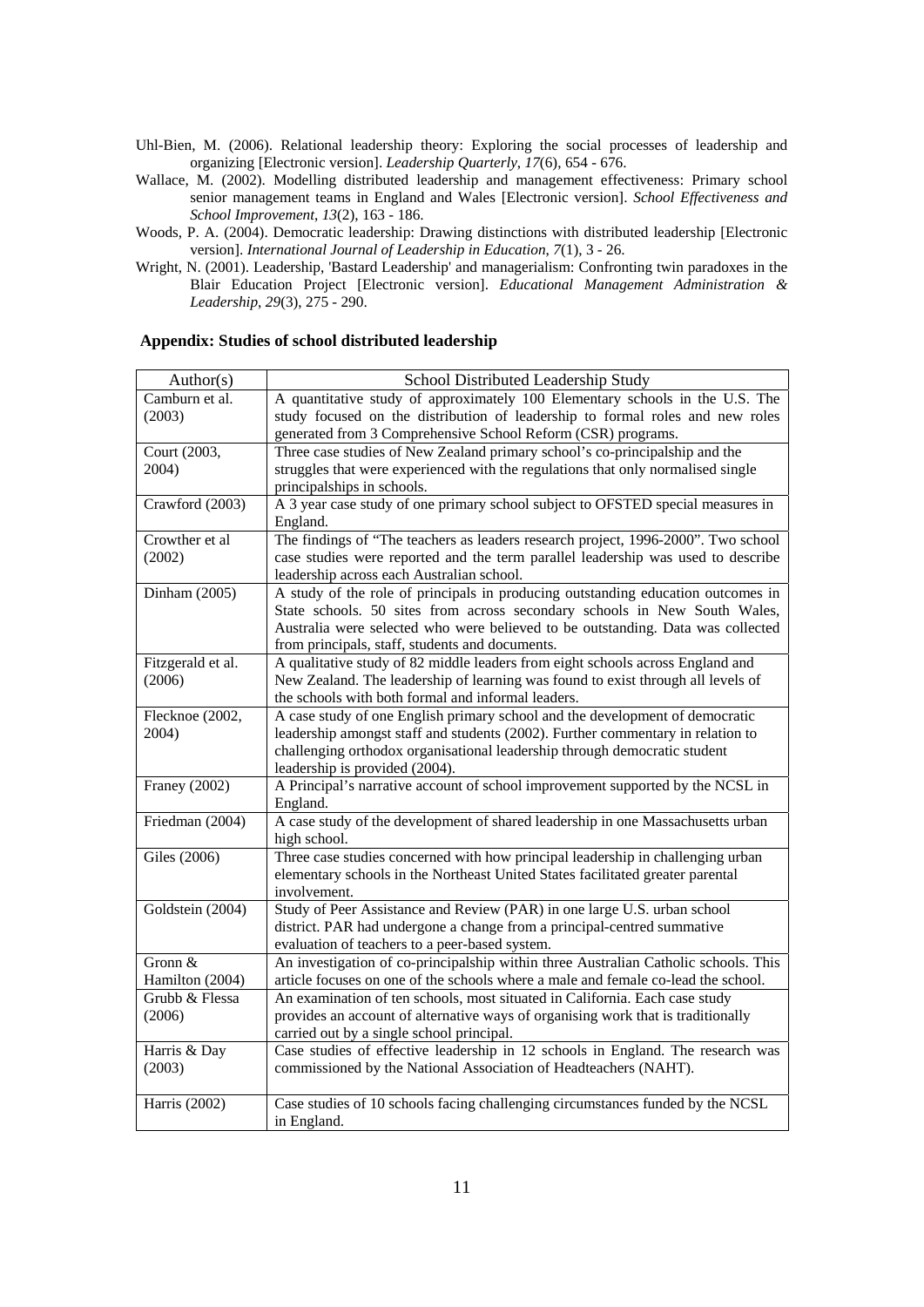Uhl-Bien, M. (2006). Relational leadership theory: Exploring the social processes of leadership and organizing [Electronic version]. *Leadership Quarterly*, *17*(6), 654 - 676.

Wallace, M. (2002). Modelling distributed leadership and management effectiveness: Primary school senior management teams in England and Wales [Electronic version]. *School Effectiveness and School Improvement*, *13*(2), 163 - 186.

Woods, P. A. (2004). Democratic leadership: Drawing distinctions with distributed leadership [Electronic version]. *International Journal of Leadership in Education*, *7*(1), 3 - 26.

Wright, N. (2001). Leadership, 'Bastard Leadership' and managerialism: Confronting twin paradoxes in the Blair Education Project [Electronic version]. *Educational Management Administration & Leadership*, *29*(3), 275 - 290.

## Appendix: Studies of school distributed leadership

| Author(s) | School Distributed Leadership Study |
|---|---|
| Camburn et al. (2003) | A quantitative study of approximately 100 Elementary schools in the U.S. The study focused on the distribution of leadership to formal roles and new roles generated from 3 Comprehensive School Reform (CSR) programs. |
| Court (2003, 2004) | Three case studies of New Zealand primary school's co-principalship and the struggles that were experienced with the regulations that only normalised single principalships in schools. |
| Crawford (2003) | A 3 year case study of one primary school subject to OFSTED special measures in England. |
| Crowther et al (2002) | The findings of "The teachers as leaders research project, 1996-2000". Two school case studies were reported and the term parallel leadership was used to describe leadership across each Australian school. |
| Dinham (2005) | A study of the role of principals in producing outstanding education outcomes in State schools. 50 sites from across secondary schools in New South Wales, Australia were selected who were believed to be outstanding. Data was collected from principals, staff, students and documents. |
| Fitzgerald et al. (2006) | A qualitative study of 82 middle leaders from eight schools across England and New Zealand. The leadership of learning was found to exist through all levels of the schools with both formal and informal leaders. |
| Flecknoe (2002, 2004) | A case study of one English primary school and the development of democratic leadership amongst staff and students (2002). Further commentary in relation to challenging orthodox organisational leadership through democratic student leadership is provided (2004). |
| Franey (2002) | A Principal's narrative account of school improvement supported by the NCSL in England. |
| Friedman (2004) | A case study of the development of shared leadership in one Massachusetts urban high school. |
| Giles (2006) | Three case studies concerned with how principal leadership in challenging urban elementary schools in the Northeast United States facilitated greater parental involvement. |
| Goldstein (2004) | Study of Peer Assistance and Review (PAR) in one large U.S. urban school district. PAR had undergone a change from a principal-centred summative evaluation of teachers to a peer-based system. |
| Gronn & Hamilton (2004) | An investigation of co-principalship within three Australian Catholic schools. This article focuses on one of the schools where a male and female co-lead the school. |
| Grubb & Flessa (2006) | An examination of ten schools, most situated in California. Each case study provides an account of alternative ways of organising work that is traditionally carried out by a single school principal. |
| Harris & Day (2003) | Case studies of effective leadership in 12 schools in England. The research was commissioned by the National Association of Headteachers (NAHT). |
| Harris (2002) | Case studies of 10 schools facing challenging circumstances funded by the NCSL in England. |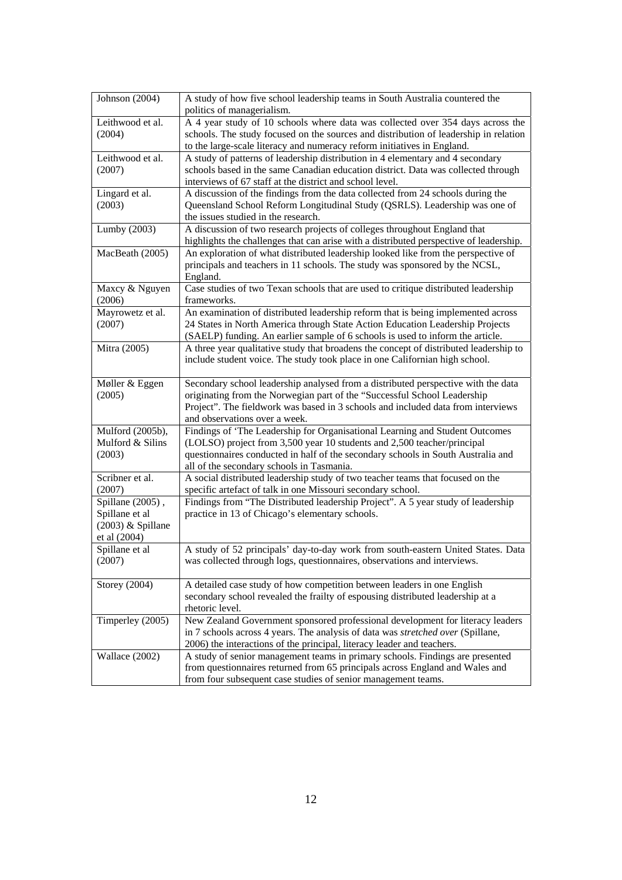| | |
|---|---|
| Johnson (2004) | A study of how five school leadership teams in South Australia countered the politics of managerialism. |
| Leithwood et al. (2004) | A 4 year study of 10 schools where data was collected over 354 days across the schools. The study focused on the sources and distribution of leadership in relation to the large-scale literacy and numeracy reform initiatives in England. |
| Leithwood et al. (2007) | A study of patterns of leadership distribution in 4 elementary and 4 secondary schools based in the same Canadian education district. Data was collected through interviews of 67 staff at the district and school level. |
| Lingard et al. (2003) | A discussion of the findings from the data collected from 24 schools during the Queensland School Reform Longitudinal Study (QSRLS). Leadership was one of the issues studied in the research. |
| Lumby (2003) | A discussion of two research projects of colleges throughout England that highlights the challenges that can arise with a distributed perspective of leadership. |
| MacBeath (2005) | An exploration of what distributed leadership looked like from the perspective of principals and teachers in 11 schools. The study was sponsored by the NCSL, England. |
| Maxcy & Nguyen (2006) | Case studies of two Texan schools that are used to critique distributed leadership frameworks. |
| Mayrowetz et al. (2007) | An examination of distributed leadership reform that is being implemented across 24 States in North America through State Action Education Leadership Projects (SAELP) funding. An earlier sample of 6 schools is used to inform the article. |
| Mitra (2005) | A three year qualitative study that broadens the concept of distributed leadership to include student voice. The study took place in one Californian high school. |
| Møller & Eggen (2005) | Secondary school leadership analysed from a distributed perspective with the data originating from the Norwegian part of the "Successful School Leadership Project". The fieldwork was based in 3 schools and included data from interviews and observations over a week. |
| Mulford (2005b), Mulford & Silins (2003) | Findings of 'The Leadership for Organisational Learning and Student Outcomes (LOLSO) project from 3,500 year 10 students and 2,500 teacher/principal questionnaires conducted in half of the secondary schools in South Australia and all of the secondary schools in Tasmania. |
| Scribner et al. (2007) | A social distributed leadership study of two teacher teams that focused on the specific artefact of talk in one Missouri secondary school. |
| Spillane (2005) , Spillane et al (2003) & Spillane et al (2004) | Findings from "The Distributed leadership Project". A 5 year study of leadership practice in 13 of Chicago's elementary schools. |
| Spillane et al (2007) | A study of 52 principals' day-to-day work from south-eastern United States. Data was collected through logs, questionnaires, observations and interviews. |
| Storey (2004) | A detailed case study of how competition between leaders in one English secondary school revealed the frailty of espousing distributed leadership at a rhetoric level. |
| Timperley (2005) | New Zealand Government sponsored professional development for literacy leaders in 7 schools across 4 years. The analysis of data was *stretched over* (Spillane, 2006) the interactions of the principal, literacy leader and teachers. |
| Wallace (2002) | A study of senior management teams in primary schools. Findings are presented from questionnaires returned from 65 principals across England and Wales and from four subsequent case studies of senior management teams. |